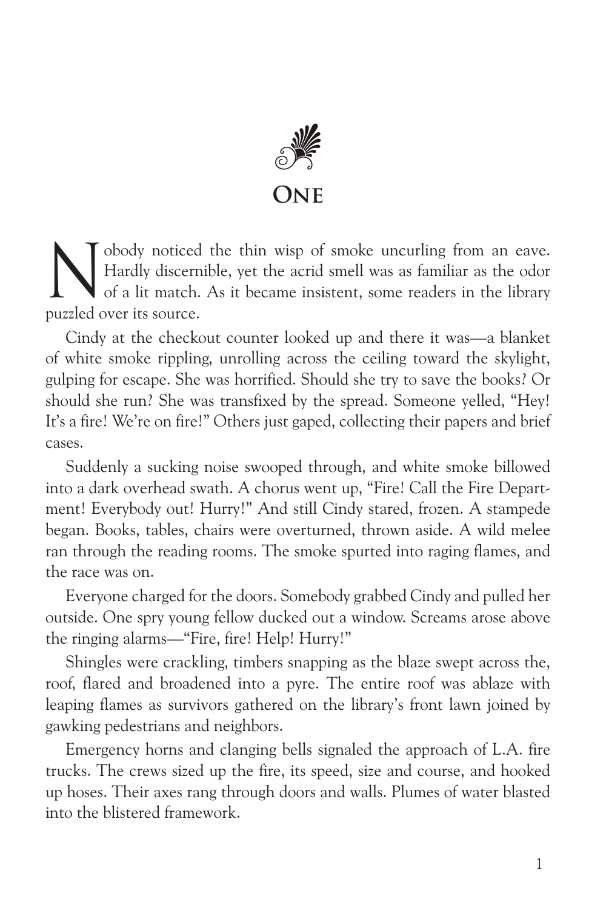# One

Nobody noticed the thin wisp of smoke uncurling from an eave. Hardly discernible, yet the acrid smell was as familiar as the odor of a lit match. As it became insistent, some readers in the library puzzled over its source.

Cindy at the checkout counter looked up and there it was—a blanket of white smoke rippling, unrolling across the ceiling toward the skylight, gulping for escape. She was horrified. Should she try to save the books? Or should she run? She was transfixed by the spread. Someone yelled, "Hey! It's a fire! We're on fire!" Others just gaped, collecting their papers and brief cases.

Suddenly a sucking noise swooped through, and white smoke billowed into a dark overhead swath. A chorus went up, "Fire! Call the Fire Department! Everybody out! Hurry!" And still Cindy stared, frozen. A stampede began. Books, tables, chairs were overturned, thrown aside. A wild melee ran through the reading rooms. The smoke spurted into raging flames, and the race was on.

Everyone charged for the doors. Somebody grabbed Cindy and pulled her outside. One spry young fellow ducked out a window. Screams arose above the ringing alarms—"Fire, fire! Help! Hurry!"

Shingles were crackling, timbers snapping as the blaze swept across the, roof, flared and broadened into a pyre. The entire roof was ablaze with leaping flames as survivors gathered on the library's front lawn joined by gawking pedestrians and neighbors.

Emergency horns and clanging bells signaled the approach of L.A. fire trucks. The crews sized up the fire, its speed, size and course, and hooked up hoses. Their axes rang through doors and walls. Plumes of water blasted into the blistered framework.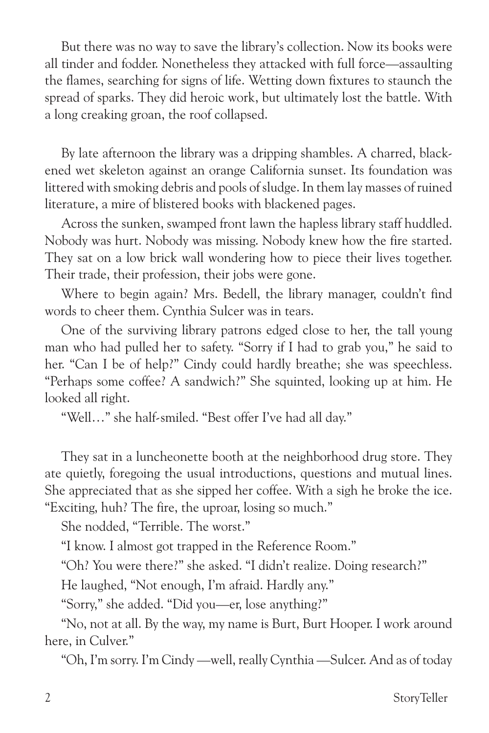But there was no way to save the library's collection. Now its books were all tinder and fodder. Nonetheless they attacked with full force—assaulting the flames, searching for signs of life. Wetting down fixtures to staunch the spread of sparks. They did heroic work, but ultimately lost the battle. With a long creaking groan, the roof collapsed.

By late afternoon the library was a dripping shambles. A charred, blackened wet skeleton against an orange California sunset. Its foundation was littered with smoking debris and pools of sludge. In them lay masses of ruined literature, a mire of blistered books with blackened pages.

Across the sunken, swamped front lawn the hapless library staff huddled. Nobody was hurt. Nobody was missing. Nobody knew how the fire started. They sat on a low brick wall wondering how to piece their lives together. Their trade, their profession, their jobs were gone.

Where to begin again? Mrs. Bedell, the library manager, couldn't find words to cheer them. Cynthia Sulcer was in tears.

One of the surviving library patrons edged close to her, the tall young man who had pulled her to safety. "Sorry if I had to grab you," he said to her. "Can I be of help?" Cindy could hardly breathe; she was speechless. "Perhaps some coffee? A sandwich?" She squinted, looking up at him. He looked all right.

"Well…" she half-smiled. "Best offer I've had all day."

They sat in a luncheonette booth at the neighborhood drug store. They ate quietly, foregoing the usual introductions, questions and mutual lines. She appreciated that as she sipped her coffee. With a sigh he broke the ice. "Exciting, huh? The fire, the uproar, losing so much."

She nodded, "Terrible. The worst."

"I know. I almost got trapped in the Reference Room."

"Oh? You were there?" she asked. "I didn't realize. Doing research?"

He laughed, "Not enough, I'm afraid. Hardly any."

"Sorry," she added. "Did you—er, lose anything?"

"No, not at all. By the way, my name is Burt, Burt Hooper. I work around here, in Culver."

"Oh, I'm sorry. I'm Cindy —well, really Cynthia —Sulcer. And as of today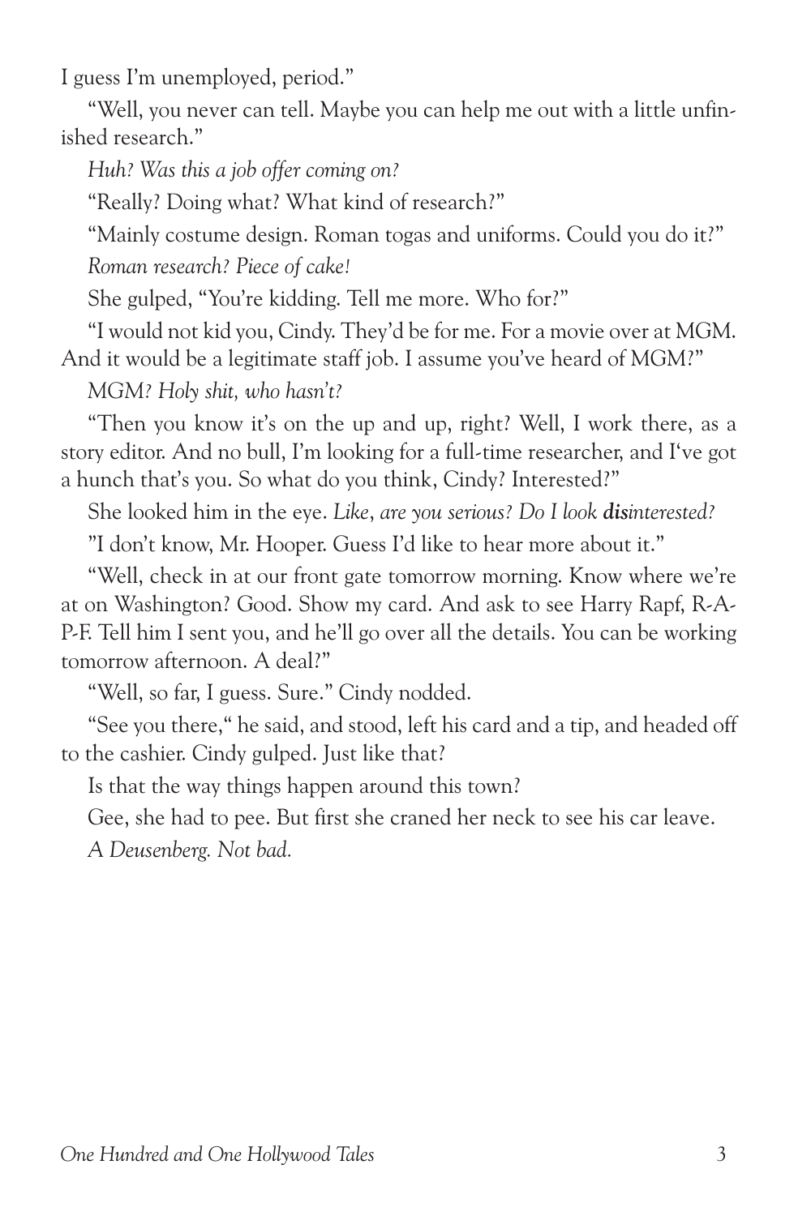I guess I'm unemployed, period."

"Well, you never can tell. Maybe you can help me out with a little unfinished research."

*Huh? Was this a job offer coming on?*

"Really? Doing what? What kind of research?"

"Mainly costume design. Roman togas and uniforms. Could you do it?"

*Roman research? Piece of cake!*

She gulped, "You're kidding. Tell me more. Who for?"

"I would not kid you, Cindy. They'd be for me. For a movie over at MGM. And it would be a legitimate staff job. I assume you've heard of MGM?"

*MGM? Holy shit, who hasn't?*

"Then you know it's on the up and up, right? Well, I work there, as a story editor. And no bull, I'm looking for a full-time researcher, and I've got a hunch that's you. So what do you think, Cindy? Interested?"

She looked him in the eye. *Like, are you serious? Do I look **dis**interested?*

"I don't know, Mr. Hooper. Guess I'd like to hear more about it."

"Well, check in at our front gate tomorrow morning. Know where we're at on Washington? Good. Show my card. And ask to see Harry Rapf, R-A-P-F. Tell him I sent you, and he'll go over all the details. You can be working tomorrow afternoon. A deal?"

"Well, so far, I guess. Sure." Cindy nodded.

"See you there," he said, and stood, left his card and a tip, and headed off to the cashier. Cindy gulped. Just like that?

Is that the way things happen around this town?

Gee, she had to pee. But first she craned her neck to see his car leave.

*A Deusenberg. Not bad.*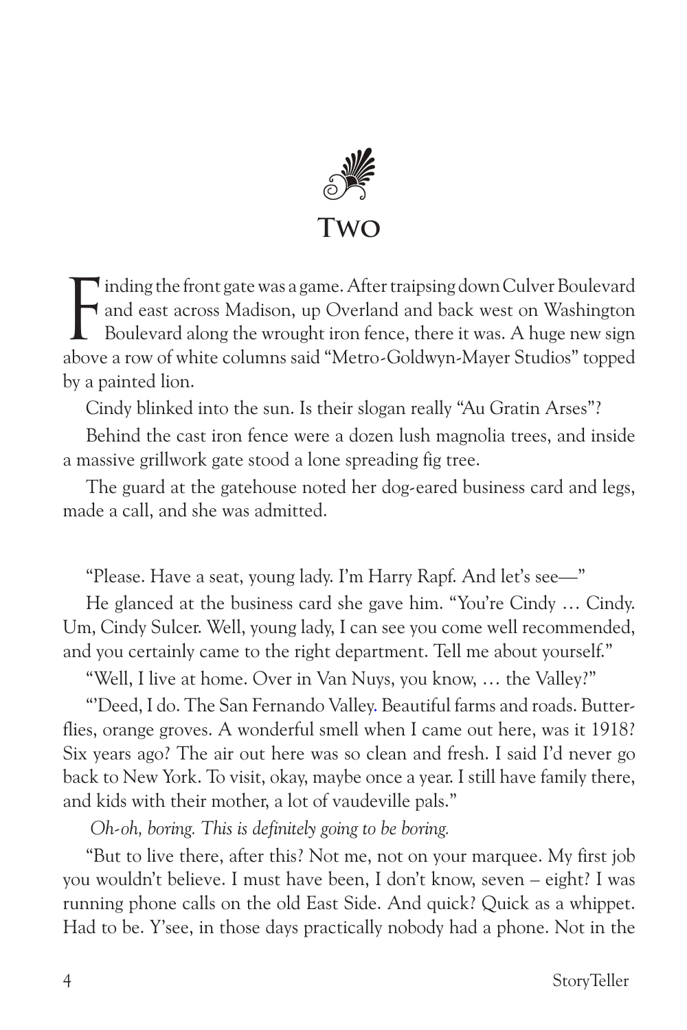# Two

Finding the front gate was a game. After traipsing down Culver Boulevard and east across Madison, up Overland and back west on Washington Boulevard along the wrought iron fence, there it was. A huge new sign above a row of white columns said "Metro-Goldwyn-Mayer Studios" topped by a painted lion.

Cindy blinked into the sun. Is their slogan really "Au Gratin Arses"?

Behind the cast iron fence were a dozen lush magnolia trees, and inside a massive grillwork gate stood a lone spreading fig tree.

The guard at the gatehouse noted her dog-eared business card and legs, made a call, and she was admitted.

"Please. Have a seat, young lady. I'm Harry Rapf. And let's see—"

He glanced at the business card she gave him. "You're Cindy … Cindy. Um, Cindy Sulcer. Well, young lady, I can see you come well recommended, and you certainly came to the right department. Tell me about yourself."

"Well, I live at home. Over in Van Nuys, you know, … the Valley?"

"'Deed, I do. The San Fernando Valley. Beautiful farms and roads. Butterflies, orange groves. A wonderful smell when I came out here, was it 1918? Six years ago? The air out here was so clean and fresh. I said I'd never go back to New York. To visit, okay, maybe once a year. I still have family there, and kids with their mother, a lot of vaudeville pals."

*Oh-oh, boring. This is definitely going to be boring.*

"But to live there, after this? Not me, not on your marquee. My first job you wouldn't believe. I must have been, I don't know, seven – eight? I was running phone calls on the old East Side. And quick? Quick as a whippet. Had to be. Y'see, in those days practically nobody had a phone. Not in the